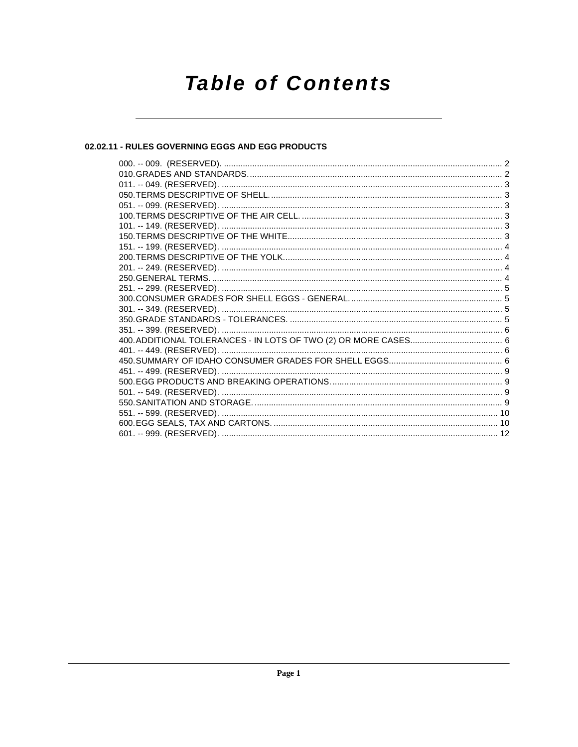# Table of Contents

## 02.02.11 - RULES GOVERNING EGGS AND EGG PRODUCTS

000. -- 009. (RESERVED). ..... 2
010. GRADES AND STANDARDS. ..... 2
011. -- 049. (RESERVED). ..... 3
050. TERMS DESCRIPTIVE OF SHELL. ..... 3
051. -- 099. (RESERVED). ..... 3
100. TERMS DESCRIPTIVE OF THE AIR CELL. ..... 3
101. -- 149. (RESERVED). ..... 3
150. TERMS DESCRIPTIVE OF THE WHITE. ..... 3
151. -- 199. (RESERVED). ..... 4
200. TERMS DESCRIPTIVE OF THE YOLK. ..... 4
201. -- 249. (RESERVED). ..... 4
250. GENERAL TERMS. ..... 4
251. -- 299. (RESERVED). ..... 5
300. CONSUMER GRADES FOR SHELL EGGS - GENERAL. ..... 5
301. -- 349. (RESERVED). ..... 5
350. GRADE STANDARDS - TOLERANCES. ..... 5
351. -- 399. (RESERVED). ..... 6
400. ADDITIONAL TOLERANCES - IN LOTS OF TWO (2) OR MORE CASES. ..... 6
401. -- 449. (RESERVED). ..... 6
450. SUMMARY OF IDAHO CONSUMER GRADES FOR SHELL EGGS. ..... 6
451. -- 499. (RESERVED). ..... 9
500. EGG PRODUCTS AND BREAKING OPERATIONS. ..... 9
501. -- 549. (RESERVED). ..... 9
550. SANITATION AND STORAGE. ..... 9
551. -- 599. (RESERVED). ..... 10
600. EGG SEALS, TAX AND CARTONS. ..... 10
601. -- 999. (RESERVED). ..... 12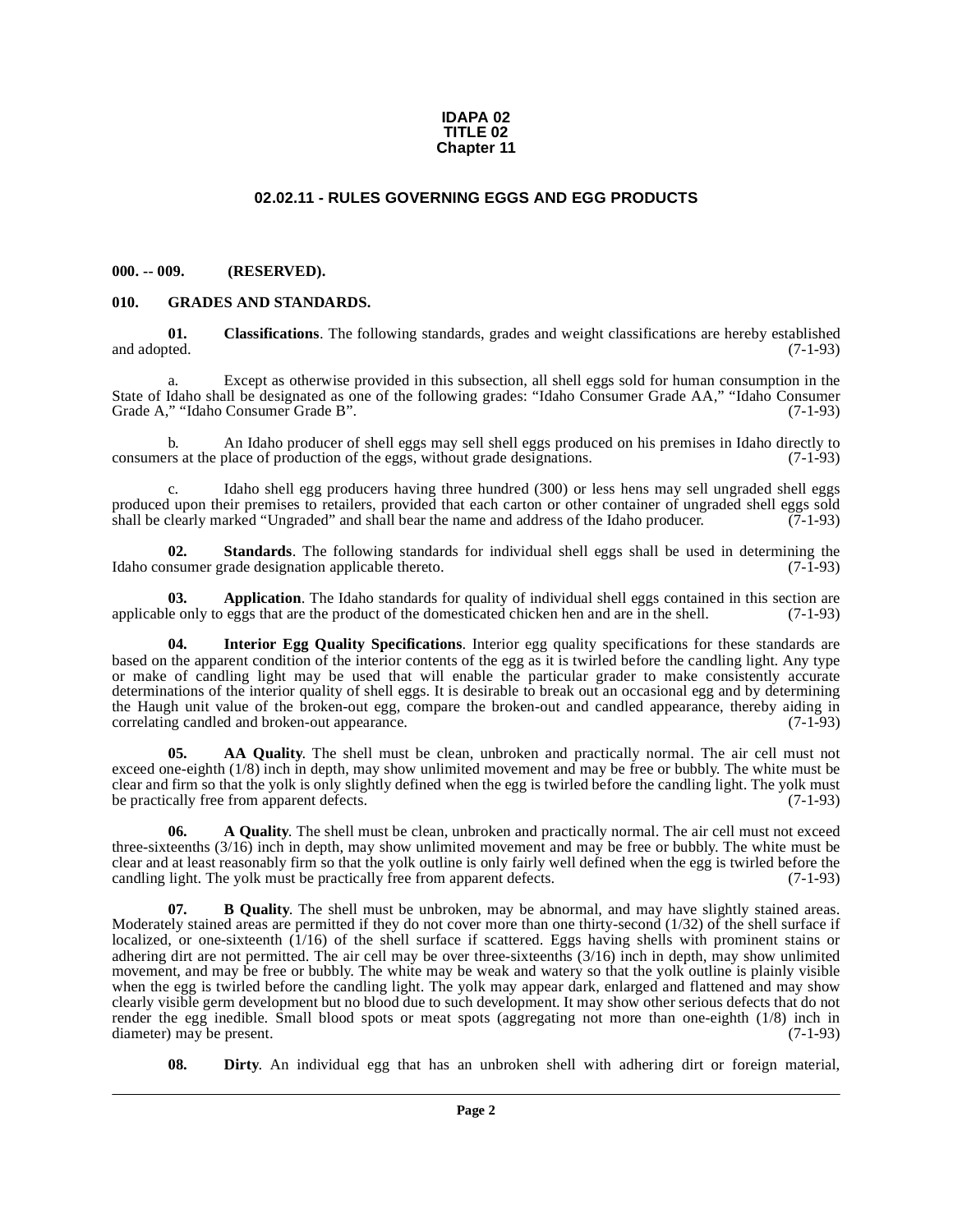**IDAPA 02**
**TITLE 02**
**Chapter 11**

## 02.02.11 - RULES GOVERNING EGGS AND EGG PRODUCTS

### 000. -- 009. (RESERVED).

### 010. GRADES AND STANDARDS.

**01. Classifications**. The following standards, grades and weight classifications are hereby established and adopted. (7-1-93)

a. Except as otherwise provided in this subsection, all shell eggs sold for human consumption in the State of Idaho shall be designated as one of the following grades: "Idaho Consumer Grade AA," "Idaho Consumer Grade A," "Idaho Consumer Grade B". (7-1-93)

b. An Idaho producer of shell eggs may sell shell eggs produced on his premises in Idaho directly to consumers at the place of production of the eggs, without grade designations. (7-1-93)

c. Idaho shell egg producers having three hundred (300) or less hens may sell ungraded shell eggs produced upon their premises to retailers, provided that each carton or other container of ungraded shell eggs sold shall be clearly marked "Ungraded" and shall bear the name and address of the Idaho producer. (7-1-93)

**02. Standards**. The following standards for individual shell eggs shall be used in determining the Idaho consumer grade designation applicable thereto. (7-1-93)

**03. Application**. The Idaho standards for quality of individual shell eggs contained in this section are applicable only to eggs that are the product of the domesticated chicken hen and are in the shell. (7-1-93)

**04. Interior Egg Quality Specifications**. Interior egg quality specifications for these standards are based on the apparent condition of the interior contents of the egg as it is twirled before the candling light. Any type or make of candling light may be used that will enable the particular grader to make consistently accurate determinations of the interior quality of shell eggs. It is desirable to break out an occasional egg and by determining the Haugh unit value of the broken-out egg, compare the broken-out and candled appearance, thereby aiding in correlating candled and broken-out appearance. (7-1-93)

**05. AA Quality**. The shell must be clean, unbroken and practically normal. The air cell must not exceed one-eighth (1/8) inch in depth, may show unlimited movement and may be free or bubbly. The white must be clear and firm so that the yolk is only slightly defined when the egg is twirled before the candling light. The yolk must be practically free from apparent defects. (7-1-93)

**06. A Quality**. The shell must be clean, unbroken and practically normal. The air cell must not exceed three-sixteenths (3/16) inch in depth, may show unlimited movement and may be free or bubbly. The white must be clear and at least reasonably firm so that the yolk outline is only fairly well defined when the egg is twirled before the candling light. The yolk must be practically free from apparent defects. (7-1-93)

**07. B Quality**. The shell must be unbroken, may be abnormal, and may have slightly stained areas. Moderately stained areas are permitted if they do not cover more than one thirty-second (1/32) of the shell surface if localized, or one-sixteenth (1/16) of the shell surface if scattered. Eggs having shells with prominent stains or adhering dirt are not permitted. The air cell may be over three-sixteenths (3/16) inch in depth, may show unlimited movement, and may be free or bubbly. The white may be weak and watery so that the yolk outline is plainly visible when the egg is twirled before the candling light. The yolk may appear dark, enlarged and flattened and may show clearly visible germ development but no blood due to such development. It may show other serious defects that do not render the egg inedible. Small blood spots or meat spots (aggregating not more than one-eighth (1/8) inch in diameter) may be present. (7-1-93)

**08. Dirty**. An individual egg that has an unbroken shell with adhering dirt or foreign material,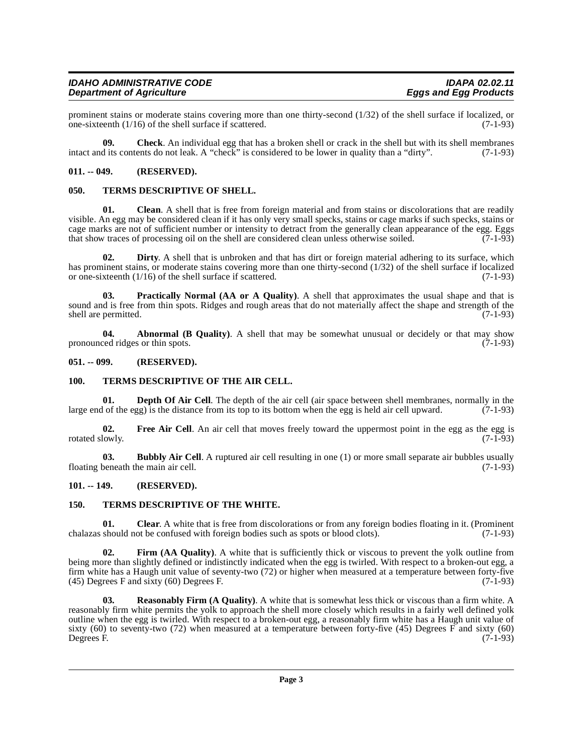prominent stains or moderate stains covering more than one thirty-second (1/32) of the shell surface if localized, or one-sixteenth (1/16) of the shell surface if scattered. (7-1-93)

**09. Check**. An individual egg that has a broken shell or crack in the shell but with its shell membranes intact and its contents do not leak. A "check" is considered to be lower in quality than a "dirty". (7-1-93)

## 011. -- 049. (RESERVED).

## 050. TERMS DESCRIPTIVE OF SHELL.

**01. Clean**. A shell that is free from foreign material and from stains or discolorations that are readily visible. An egg may be considered clean if it has only very small specks, stains or cage marks if such specks, stains or cage marks are not of sufficient number or intensity to detract from the generally clean appearance of the egg. Eggs that show traces of processing oil on the shell are considered clean unless otherwise soiled. (7-1-93)

**02. Dirty**. A shell that is unbroken and that has dirt or foreign material adhering to its surface, which has prominent stains, or moderate stains covering more than one thirty-second (1/32) of the shell surface if localized or one-sixteenth (1/16) of the shell surface if scattered. (7-1-93)

**03. Practically Normal (AA or A Quality)**. A shell that approximates the usual shape and that is sound and is free from thin spots. Ridges and rough areas that do not materially affect the shape and strength of the shell are permitted. (7-1-93)

**04. Abnormal (B Quality)**. A shell that may be somewhat unusual or decidely or that may show pronounced ridges or thin spots. (7-1-93)

## 051. -- 099. (RESERVED).

## 100. TERMS DESCRIPTIVE OF THE AIR CELL.

**01. Depth Of Air Cell**. The depth of the air cell (air space between shell membranes, normally in the large end of the egg) is the distance from its top to its bottom when the egg is held air cell upward. (7-1-93)

**02. Free Air Cell**. An air cell that moves freely toward the uppermost point in the egg as the egg is rotated slowly. (7-1-93)

**03. Bubbly Air Cell**. A ruptured air cell resulting in one (1) or more small separate air bubbles usually floating beneath the main air cell. (7-1-93)

## 101. -- 149. (RESERVED).

## 150. TERMS DESCRIPTIVE OF THE WHITE.

**01. Clear**. A white that is free from discolorations or from any foreign bodies floating in it. (Prominent chalazas should not be confused with foreign bodies such as spots or blood clots). (7-1-93)

**02. Firm (AA Quality)**. A white that is sufficiently thick or viscous to prevent the yolk outline from being more than slightly defined or indistinctly indicated when the egg is twirled. With respect to a broken-out egg, a firm white has a Haugh unit value of seventy-two (72) or higher when measured at a temperature between forty-five (45) Degrees F and sixty (60) Degrees F. (7-1-93)

**03. Reasonably Firm (A Quality)**. A white that is somewhat less thick or viscous than a firm white. A reasonably firm white permits the yolk to approach the shell more closely which results in a fairly well defined yolk outline when the egg is twirled. With respect to a broken-out egg, a reasonably firm white has a Haugh unit value of sixty (60) to seventy-two (72) when measured at a temperature between forty-five (45) Degrees F and sixty (60) Degrees F. (7-1-93)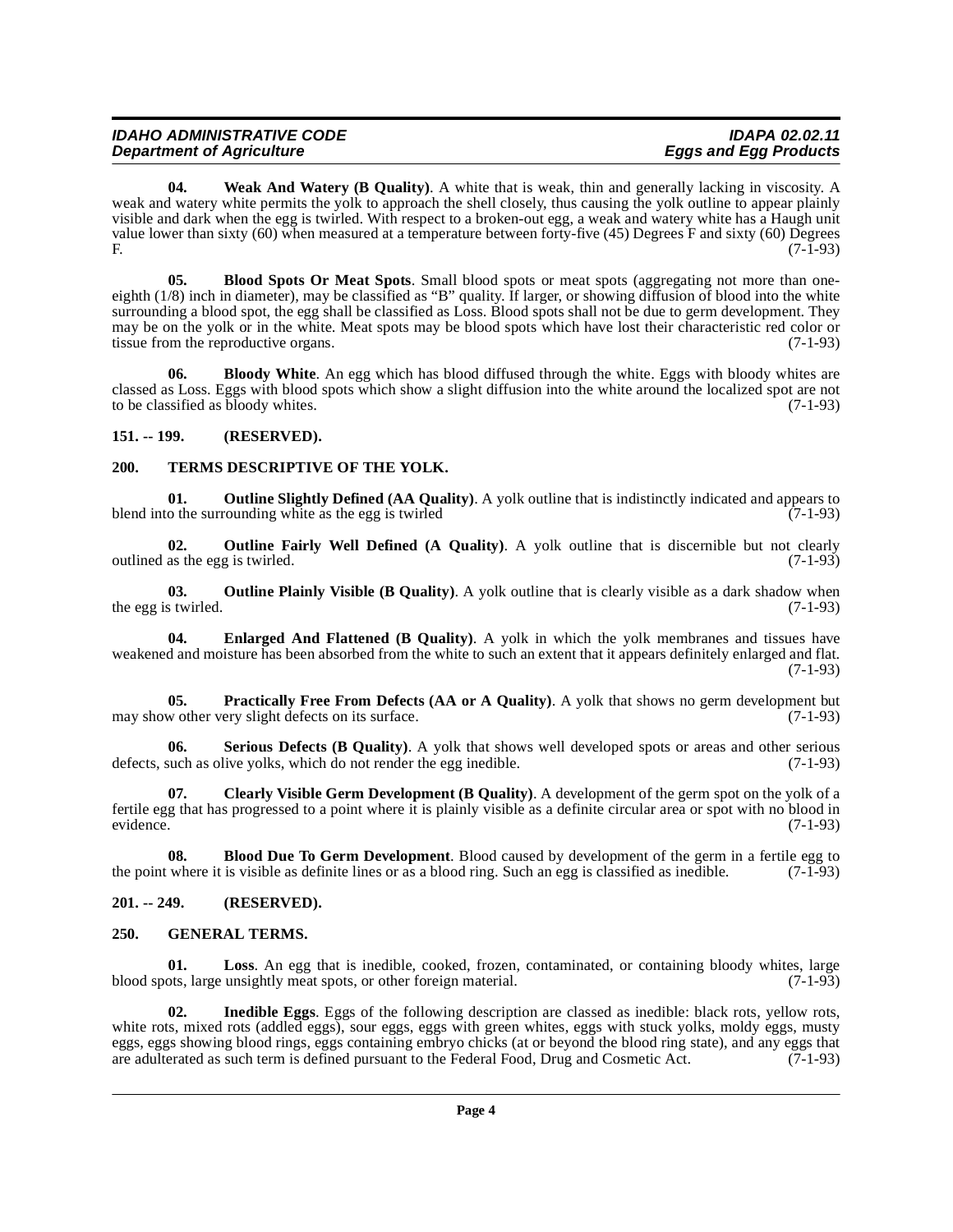**04. Weak And Watery (B Quality)**. A white that is weak, thin and generally lacking in viscosity. A weak and watery white permits the yolk to approach the shell closely, thus causing the yolk outline to appear plainly visible and dark when the egg is twirled. With respect to a broken-out egg, a weak and watery white has a Haugh unit value lower than sixty (60) when measured at a temperature between forty-five (45) Degrees F and sixty (60) Degrees F. (7-1-93)

**05. Blood Spots Or Meat Spots**. Small blood spots or meat spots (aggregating not more than one-eighth (1/8) inch in diameter), may be classified as "B" quality. If larger, or showing diffusion of blood into the white surrounding a blood spot, the egg shall be classified as Loss. Blood spots shall not be due to germ development. They may be on the yolk or in the white. Meat spots may be blood spots which have lost their characteristic red color or tissue from the reproductive organs. (7-1-93)

**06. Bloody White**. An egg which has blood diffused through the white. Eggs with bloody whites are classed as Loss. Eggs with blood spots which show a slight diffusion into the white around the localized spot are not to be classified as bloody whites. (7-1-93)

## 151. -- 199. (RESERVED).

## 200. TERMS DESCRIPTIVE OF THE YOLK.

**01. Outline Slightly Defined (AA Quality)**. A yolk outline that is indistinctly indicated and appears to blend into the surrounding white as the egg is twirled (7-1-93)

**02. Outline Fairly Well Defined (A Quality)**. A yolk outline that is discernible but not clearly outlined as the egg is twirled. (7-1-93)

**03. Outline Plainly Visible (B Quality)**. A yolk outline that is clearly visible as a dark shadow when the egg is twirled. (7-1-93)

**04. Enlarged And Flattened (B Quality)**. A yolk in which the yolk membranes and tissues have weakened and moisture has been absorbed from the white to such an extent that it appears definitely enlarged and flat. (7-1-93)

**05. Practically Free From Defects (AA or A Quality)**. A yolk that shows no germ development but may show other very slight defects on its surface. (7-1-93)

**06. Serious Defects (B Quality)**. A yolk that shows well developed spots or areas and other serious defects, such as olive yolks, which do not render the egg inedible. (7-1-93)

**07. Clearly Visible Germ Development (B Quality)**. A development of the germ spot on the yolk of a fertile egg that has progressed to a point where it is plainly visible as a definite circular area or spot with no blood in evidence. (7-1-93)

**08. Blood Due To Germ Development**. Blood caused by development of the germ in a fertile egg to the point where it is visible as definite lines or as a blood ring. Such an egg is classified as inedible. (7-1-93)

## 201. -- 249. (RESERVED).

## 250. GENERAL TERMS.

**01. Loss**. An egg that is inedible, cooked, frozen, contaminated, or containing bloody whites, large blood spots, large unsightly meat spots, or other foreign material. (7-1-93)

**02. Inedible Eggs**. Eggs of the following description are classed as inedible: black rots, yellow rots, white rots, mixed rots (addled eggs), sour eggs, eggs with green whites, eggs with stuck yolks, moldy eggs, musty eggs, eggs showing blood rings, eggs containing embryo chicks (at or beyond the blood ring state), and any eggs that are adulterated as such term is defined pursuant to the Federal Food, Drug and Cosmetic Act. (7-1-93)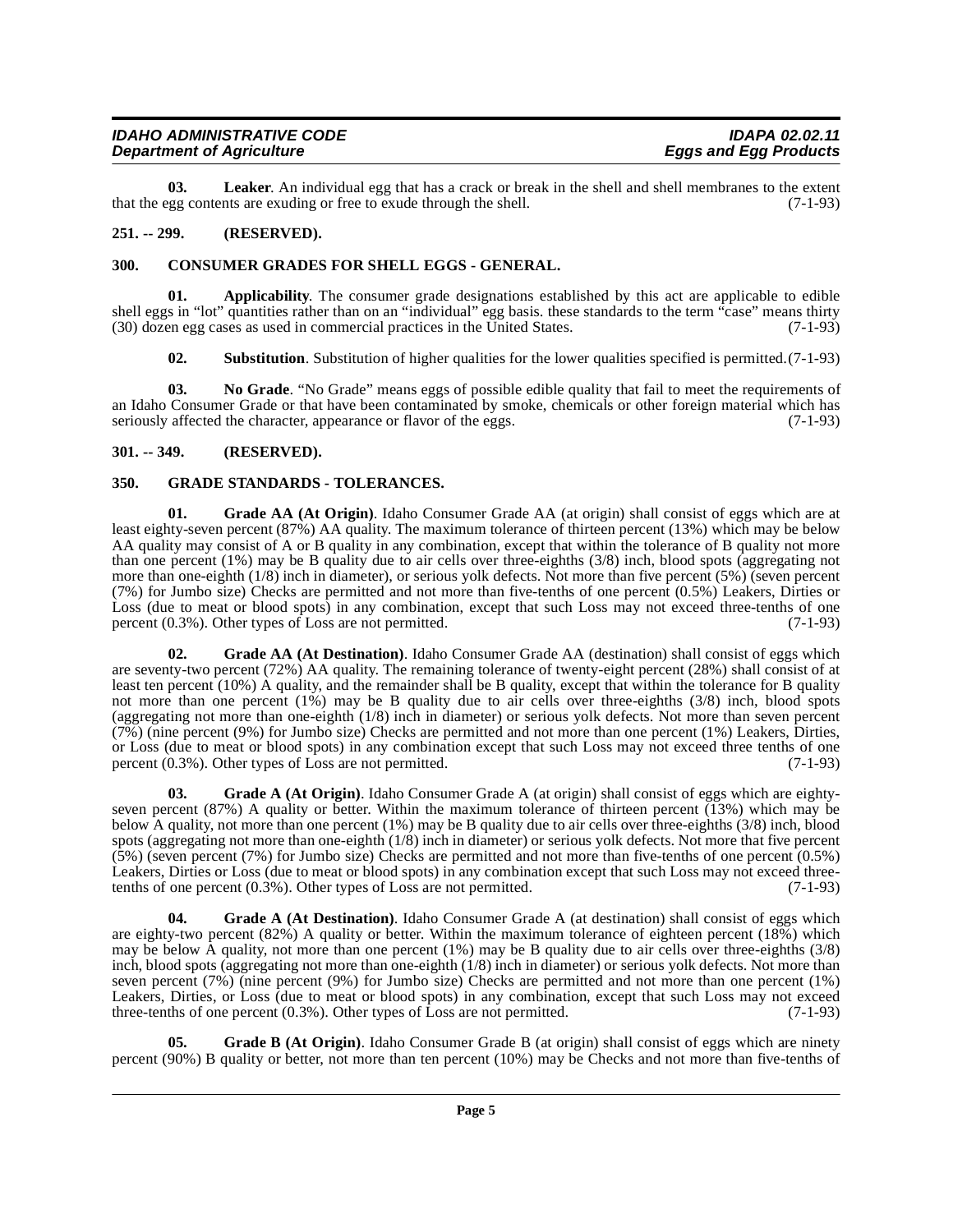**03. Leaker**. An individual egg that has a crack or break in the shell and shell membranes to the extent that the egg contents are exuding or free to exude through the shell. (7-1-93)

## 251. -- 299. (RESERVED).

## 300. CONSUMER GRADES FOR SHELL EGGS - GENERAL.

**01. Applicability**. The consumer grade designations established by this act are applicable to edible shell eggs in "lot" quantities rather than on an "individual" egg basis. these standards to the term "case" means thirty (30) dozen egg cases as used in commercial practices in the United States. (7-1-93)

**02. Substitution**. Substitution of higher qualities for the lower qualities specified is permitted.(7-1-93)

**03. No Grade**. "No Grade" means eggs of possible edible quality that fail to meet the requirements of an Idaho Consumer Grade or that have been contaminated by smoke, chemicals or other foreign material which has seriously affected the character, appearance or flavor of the eggs. (7-1-93)

## 301. -- 349. (RESERVED).

## 350. GRADE STANDARDS - TOLERANCES.

**01. Grade AA (At Origin)**. Idaho Consumer Grade AA (at origin) shall consist of eggs which are at least eighty-seven percent (87%) AA quality. The maximum tolerance of thirteen percent (13%) which may be below AA quality may consist of A or B quality in any combination, except that within the tolerance of B quality not more than one percent (1%) may be B quality due to air cells over three-eighths (3/8) inch, blood spots (aggregating not more than one-eighth (1/8) inch in diameter), or serious yolk defects. Not more than five percent (5%) (seven percent (7%) for Jumbo size) Checks are permitted and not more than five-tenths of one percent (0.5%) Leakers, Dirties or Loss (due to meat or blood spots) in any combination, except that such Loss may not exceed three-tenths of one percent (0.3%). Other types of Loss are not permitted. (7-1-93)

**02. Grade AA (At Destination)**. Idaho Consumer Grade AA (destination) shall consist of eggs which are seventy-two percent (72%) AA quality. The remaining tolerance of twenty-eight percent (28%) shall consist of at least ten percent (10%) A quality, and the remainder shall be B quality, except that within the tolerance for B quality not more than one percent (1%) may be B quality due to air cells over three-eighths (3/8) inch, blood spots (aggregating not more than one-eighth (1/8) inch in diameter) or serious yolk defects. Not more than seven percent (7%) (nine percent (9%) for Jumbo size) Checks are permitted and not more than one percent (1%) Leakers, Dirties, or Loss (due to meat or blood spots) in any combination except that such Loss may not exceed three tenths of one percent (0.3%). Other types of Loss are not permitted. (7-1-93)

**03. Grade A (At Origin)**. Idaho Consumer Grade A (at origin) shall consist of eggs which are eighty-seven percent (87%) A quality or better. Within the maximum tolerance of thirteen percent (13%) which may be below A quality, not more than one percent (1%) may be B quality due to air cells over three-eighths (3/8) inch, blood spots (aggregating not more than one-eighth (1/8) inch in diameter) or serious yolk defects. Not more that five percent (5%) (seven percent (7%) for Jumbo size) Checks are permitted and not more than five-tenths of one percent (0.5%) Leakers, Dirties or Loss (due to meat or blood spots) in any combination except that such Loss may not exceed three-tenths of one percent (0.3%). Other types of Loss are not permitted. (7-1-93)

**04. Grade A (At Destination)**. Idaho Consumer Grade A (at destination) shall consist of eggs which are eighty-two percent (82%) A quality or better. Within the maximum tolerance of eighteen percent (18%) which may be below A quality, not more than one percent (1%) may be B quality due to air cells over three-eighths (3/8) inch, blood spots (aggregating not more than one-eighth (1/8) inch in diameter) or serious yolk defects. Not more than seven percent (7%) (nine percent (9%) for Jumbo size) Checks are permitted and not more than one percent (1%) Leakers, Dirties, or Loss (due to meat or blood spots) in any combination, except that such Loss may not exceed three-tenths of one percent (0.3%). Other types of Loss are not permitted. (7-1-93)

**05. Grade B (At Origin)**. Idaho Consumer Grade B (at origin) shall consist of eggs which are ninety percent (90%) B quality or better, not more than ten percent (10%) may be Checks and not more than five-tenths of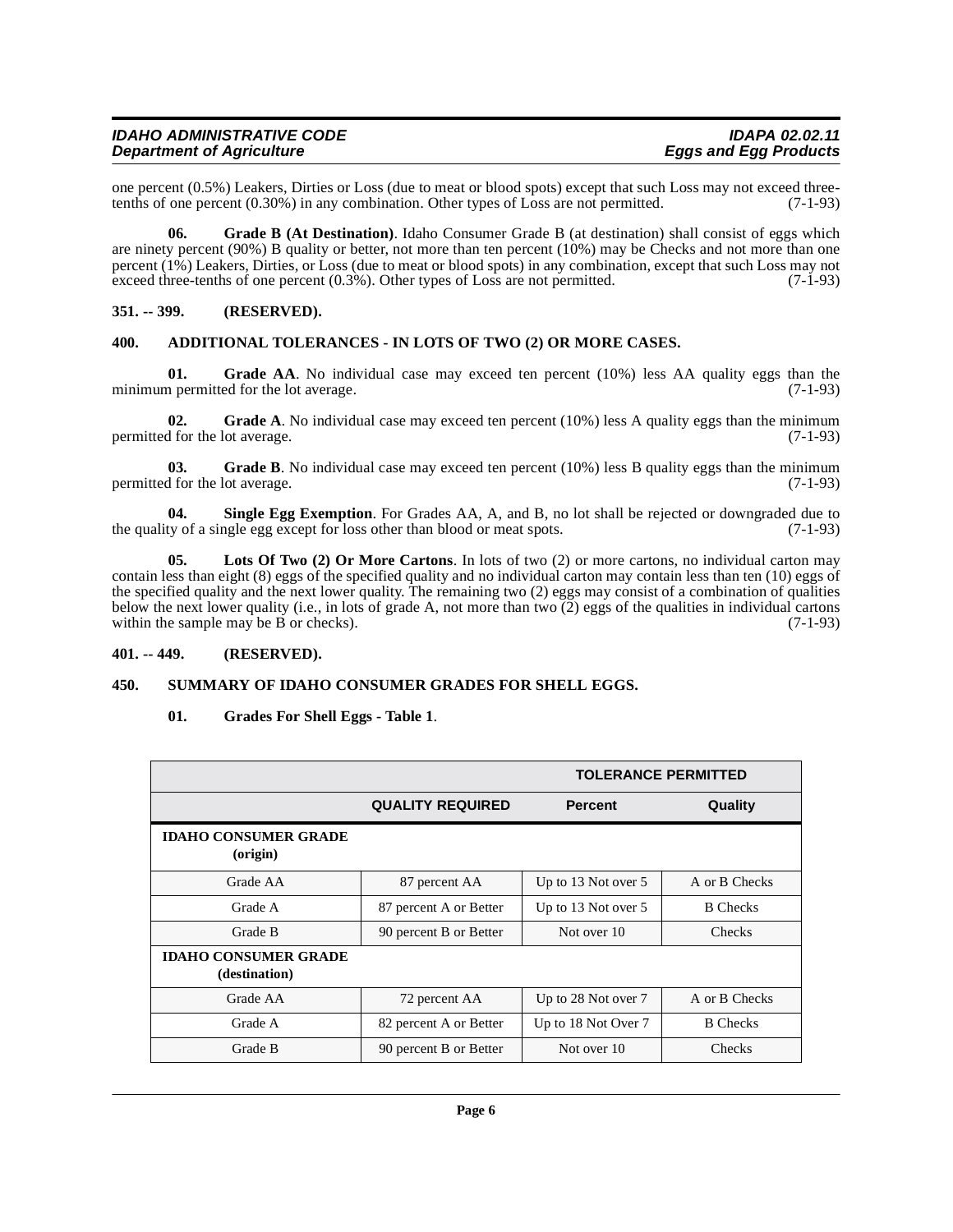one percent (0.5%) Leakers, Dirties or Loss (due to meat or blood spots) except that such Loss may not exceed three-tenths of one percent (0.30%) in any combination. Other types of Loss are not permitted. (7-1-93)

**06. Grade B (At Destination)**. Idaho Consumer Grade B (at destination) shall consist of eggs which are ninety percent (90%) B quality or better, not more than ten percent (10%) may be Checks and not more than one percent (1%) Leakers, Dirties, or Loss (due to meat or blood spots) in any combination, except that such Loss may not exceed three-tenths of one percent (0.3%). Other types of Loss are not permitted. (7-1-93)

## 351. -- 399. (RESERVED).

## 400. ADDITIONAL TOLERANCES - IN LOTS OF TWO (2) OR MORE CASES.

**01. Grade AA**. No individual case may exceed ten percent (10%) less AA quality eggs than the minimum permitted for the lot average. (7-1-93)

**02. Grade A**. No individual case may exceed ten percent (10%) less A quality eggs than the minimum permitted for the lot average. (7-1-93)

**03. Grade B**. No individual case may exceed ten percent (10%) less B quality eggs than the minimum permitted for the lot average. (7-1-93)

**04. Single Egg Exemption**. For Grades AA, A, and B, no lot shall be rejected or downgraded due to the quality of a single egg except for loss other than blood or meat spots. (7-1-93)

**05. Lots Of Two (2) Or More Cartons**. In lots of two (2) or more cartons, no individual carton may contain less than eight (8) eggs of the specified quality and no individual carton may contain less than ten (10) eggs of the specified quality and the next lower quality. The remaining two (2) eggs may consist of a combination of qualities below the next lower quality (i.e., in lots of grade A, not more than two (2) eggs of the qualities in individual cartons within the sample may be B or checks). (7-1-93)

## 401. -- 449. (RESERVED).

## 450. SUMMARY OF IDAHO CONSUMER GRADES FOR SHELL EGGS.

**01. Grades For Shell Eggs - Table 1**.

| | | TOLERANCE PERMITTED | |
|---|---|---|---|
| | **QUALITY REQUIRED** | **Percent** | **Quality** |
| **IDAHO CONSUMER GRADE (origin)** | | | |
| Grade AA | 87 percent AA | Up to 13 Not over 5 | A or B Checks |
| Grade A | 87 percent A or Better | Up to 13 Not over 5 | B Checks |
| Grade B | 90 percent B or Better | Not over 10 | Checks |
| **IDAHO CONSUMER GRADE (destination)** | | | |
| Grade AA | 72 percent AA | Up to 28 Not over 7 | A or B Checks |
| Grade A | 82 percent A or Better | Up to 18 Not Over 7 | B Checks |
| Grade B | 90 percent B or Better | Not over 10 | Checks |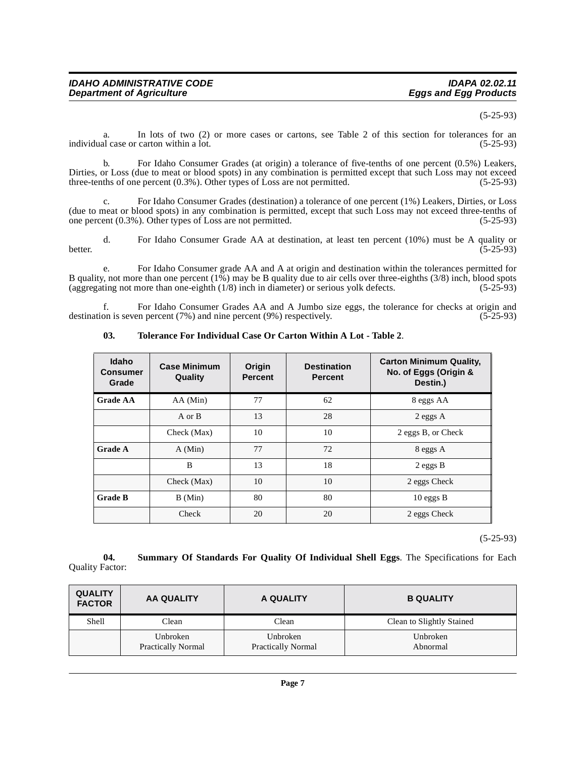(5-25-93)

a. In lots of two (2) or more cases or cartons, see Table 2 of this section for tolerances for an individual case or carton within a lot. (5-25-93)

b. For Idaho Consumer Grades (at origin) a tolerance of five-tenths of one percent (0.5%) Leakers, Dirties, or Loss (due to meat or blood spots) in any combination is permitted except that such Loss may not exceed three-tenths of one percent (0.3%). Other types of Loss are not permitted. (5-25-93)

c. For Idaho Consumer Grades (destination) a tolerance of one percent (1%) Leakers, Dirties, or Loss (due to meat or blood spots) in any combination is permitted, except that such Loss may not exceed three-tenths of one percent (0.3%). Other types of Loss are not permitted. (5-25-93)

d. For Idaho Consumer Grade AA at destination, at least ten percent (10%) must be A quality or better. (5-25-93)

e. For Idaho Consumer grade AA and A at origin and destination within the tolerances permitted for B quality, not more than one percent (1%) may be B quality due to air cells over three-eighths (3/8) inch, blood spots (aggregating not more than one-eighth (1/8) inch in diameter) or serious yolk defects. (5-25-93)

f. For Idaho Consumer Grades AA and A Jumbo size eggs, the tolerance for checks at origin and destination is seven percent (7%) and nine percent (9%) respectively. (5-25-93)

**03. Tolerance For Individual Case Or Carton Within A Lot - Table 2**.

| Idaho Consumer Grade | Case Minimum Quality | Origin Percent | Destination Percent | Carton Minimum Quality, No. of Eggs (Origin & Destin.) |
|---|---|---|---|---|
| **Grade AA** | AA (Min) | 77 | 62 | 8 eggs AA |
| | A or B | 13 | 28 | 2 eggs A |
| | Check (Max) | 10 | 10 | 2 eggs B, or Check |
| **Grade A** | A (Min) | 77 | 72 | 8 eggs A |
| | B | 13 | 18 | 2 eggs B |
| | Check (Max) | 10 | 10 | 2 eggs Check |
| **Grade B** | B (Min) | 80 | 80 | 10 eggs B |
| | Check | 20 | 20 | 2 eggs Check |

(5-25-93)

**04. Summary Of Standards For Quality Of Individual Shell Eggs**. The Specifications for Each Quality Factor:

| QUALITY FACTOR | AA QUALITY | A QUALITY | B QUALITY |
|---|---|---|---|
| Shell | Clean | Clean | Clean to Slightly Stained |
| | Unbroken<br>Practically Normal | Unbroken<br>Practically Normal | Unbroken<br>Abnormal |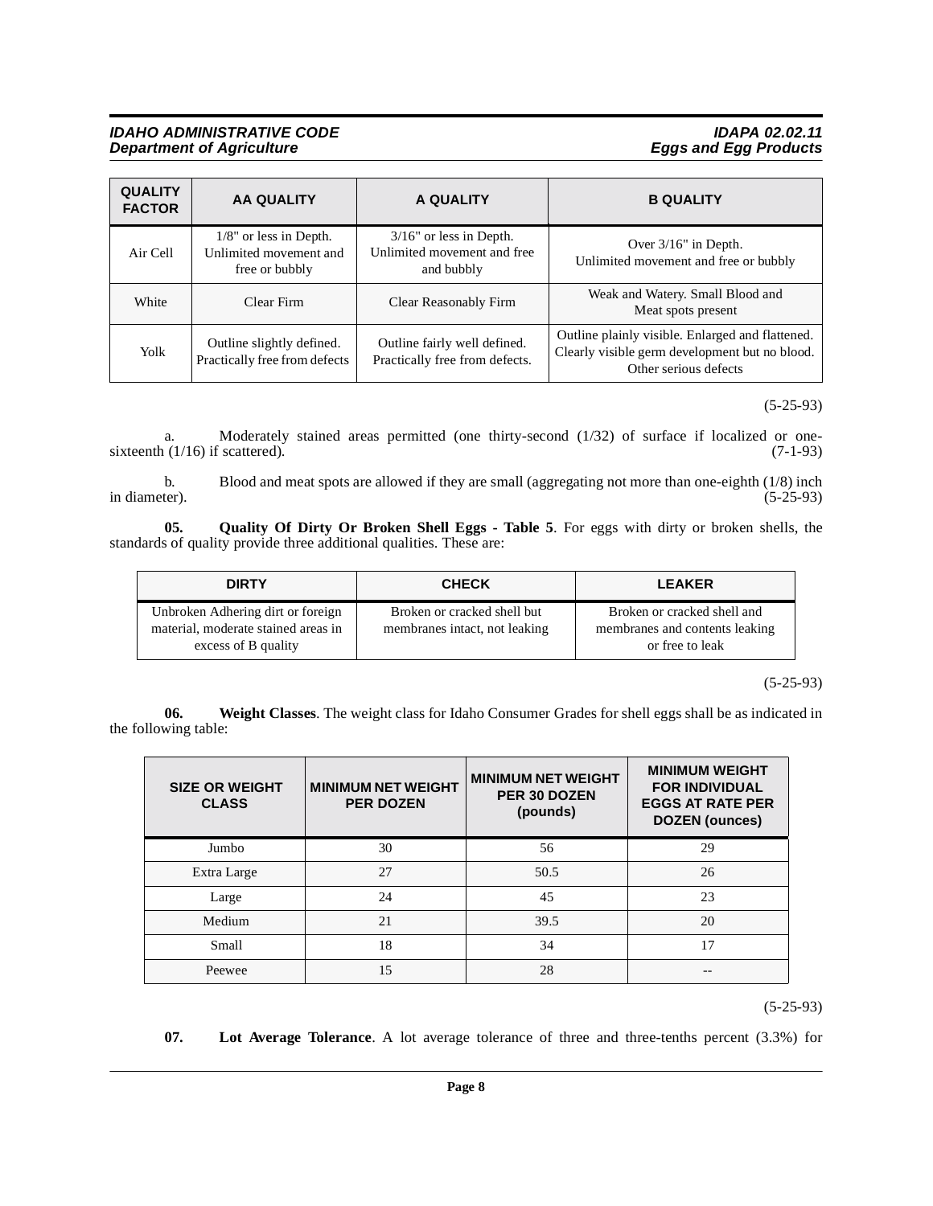| QUALITY FACTOR | AA QUALITY | A QUALITY | B QUALITY |
|---|---|---|---|
| Air Cell | 1/8" or less in Depth. Unlimited movement and free or bubbly | 3/16" or less in Depth. Unlimited movement and free and bubbly | Over 3/16" in Depth. Unlimited movement and free or bubbly |
| White | Clear Firm | Clear Reasonably Firm | Weak and Watery. Small Blood and Meat spots present |
| Yolk | Outline slightly defined. Practically free from defects | Outline fairly well defined. Practically free from defects. | Outline plainly visible. Enlarged and flattened. Clearly visible germ development but no blood. Other serious defects |

(5-25-93)

a. Moderately stained areas permitted (one thirty-second (1/32) of surface if localized or one-sixteenth (1/16) if scattered). (7-1-93)

b. Blood and meat spots are allowed if they are small (aggregating not more than one-eighth (1/8) inch in diameter). (5-25-93)

**05. Quality Of Dirty Or Broken Shell Eggs - Table 5**. For eggs with dirty or broken shells, the standards of quality provide three additional qualities. These are:

| DIRTY | CHECK | LEAKER |
|---|---|---|
| Unbroken Adhering dirt or foreign material, moderate stained areas in excess of B quality | Broken or cracked shell but membranes intact, not leaking | Broken or cracked shell and membranes and contents leaking or free to leak |

(5-25-93)

**06. Weight Classes**. The weight class for Idaho Consumer Grades for shell eggs shall be as indicated in the following table:

| SIZE OR WEIGHT CLASS | MINIMUM NET WEIGHT PER DOZEN | MINIMUM NET WEIGHT PER 30 DOZEN (pounds) | MINIMUM WEIGHT FOR INDIVIDUAL EGGS AT RATE PER DOZEN (ounces) |
|---|---|---|---|
| Jumbo | 30 | 56 | 29 |
| Extra Large | 27 | 50.5 | 26 |
| Large | 24 | 45 | 23 |
| Medium | 21 | 39.5 | 20 |
| Small | 18 | 34 | 17 |
| Peewee | 15 | 28 | -- |

(5-25-93)

**07. Lot Average Tolerance**. A lot average tolerance of three and three-tenths percent (3.3%) for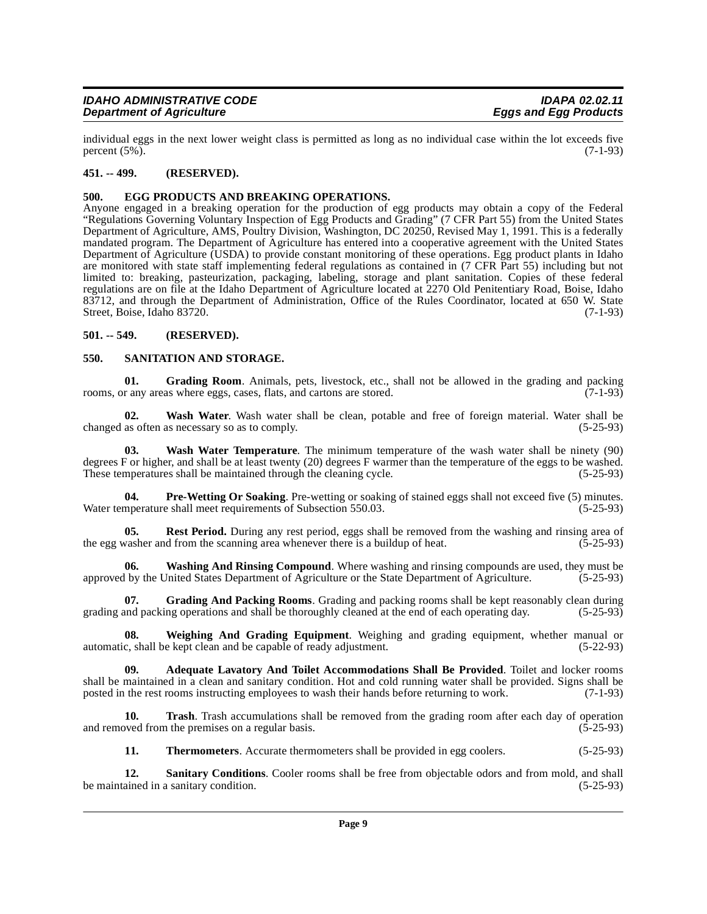individual eggs in the next lower weight class is permitted as long as no individual case within the lot exceeds five percent (5%). (7-1-93)

### 451. -- 499. (RESERVED).

### 500. EGG PRODUCTS AND BREAKING OPERATIONS.

Anyone engaged in a breaking operation for the production of egg products may obtain a copy of the Federal "Regulations Governing Voluntary Inspection of Egg Products and Grading" (7 CFR Part 55) from the United States Department of Agriculture, AMS, Poultry Division, Washington, DC 20250, Revised May 1, 1991. This is a federally mandated program. The Department of Agriculture has entered into a cooperative agreement with the United States Department of Agriculture (USDA) to provide constant monitoring of these operations. Egg product plants in Idaho are monitored with state staff implementing federal regulations as contained in (7 CFR Part 55) including but not limited to: breaking, pasteurization, packaging, labeling, storage and plant sanitation. Copies of these federal regulations are on file at the Idaho Department of Agriculture located at 2270 Old Penitentiary Road, Boise, Idaho 83712, and through the Department of Administration, Office of the Rules Coordinator, located at 650 W. State Street, Boise, Idaho 83720. (7-1-93)

### 501. -- 549. (RESERVED).

### 550. SANITATION AND STORAGE.

**01. Grading Room**. Animals, pets, livestock, etc., shall not be allowed in the grading and packing rooms, or any areas where eggs, cases, flats, and cartons are stored. (7-1-93)

**02. Wash Water**. Wash water shall be clean, potable and free of foreign material. Water shall be changed as often as necessary so as to comply. (5-25-93)

**03. Wash Water Temperature**. The minimum temperature of the wash water shall be ninety (90) degrees F or higher, and shall be at least twenty (20) degrees F warmer than the temperature of the eggs to be washed. These temperatures shall be maintained through the cleaning cycle. (5-25-93)

**04. Pre-Wetting Or Soaking**. Pre-wetting or soaking of stained eggs shall not exceed five (5) minutes. Water temperature shall meet requirements of Subsection 550.03. (5-25-93)

**05. Rest Period.** During any rest period, eggs shall be removed from the washing and rinsing area of the egg washer and from the scanning area whenever there is a buildup of heat. (5-25-93)

**06. Washing And Rinsing Compound**. Where washing and rinsing compounds are used, they must be approved by the United States Department of Agriculture or the State Department of Agriculture. (5-25-93)

**07. Grading And Packing Rooms**. Grading and packing rooms shall be kept reasonably clean during grading and packing operations and shall be thoroughly cleaned at the end of each operating day. (5-25-93)

**08. Weighing And Grading Equipment**. Weighing and grading equipment, whether manual or automatic, shall be kept clean and be capable of ready adjustment. (5-22-93)

**09. Adequate Lavatory And Toilet Accommodations Shall Be Provided**. Toilet and locker rooms shall be maintained in a clean and sanitary condition. Hot and cold running water shall be provided. Signs shall be posted in the rest rooms instructing employees to wash their hands before returning to work. (7-1-93)

**10. Trash**. Trash accumulations shall be removed from the grading room after each day of operation and removed from the premises on a regular basis. (5-25-93)

**11. Thermometers**. Accurate thermometers shall be provided in egg coolers. (5-25-93)

**12. Sanitary Conditions**. Cooler rooms shall be free from objectable odors and from mold, and shall be maintained in a sanitary condition. (5-25-93)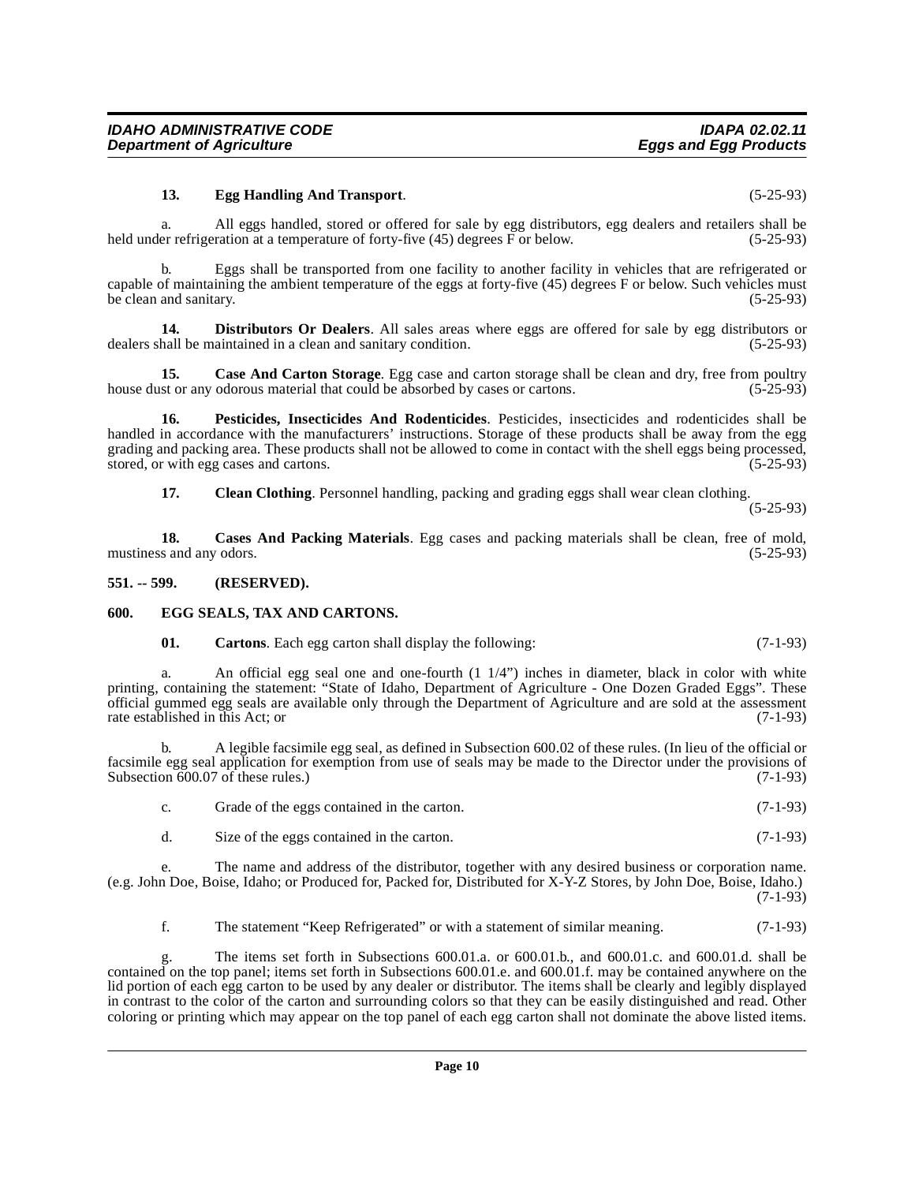**13. Egg Handling And Transport**. (5-25-93)

a. All eggs handled, stored or offered for sale by egg distributors, egg dealers and retailers shall be held under refrigeration at a temperature of forty-five (45) degrees F or below. (5-25-93)

b. Eggs shall be transported from one facility to another facility in vehicles that are refrigerated or capable of maintaining the ambient temperature of the eggs at forty-five (45) degrees F or below. Such vehicles must be clean and sanitary. (5-25-93)

**14. Distributors Or Dealers**. All sales areas where eggs are offered for sale by egg distributors or dealers shall be maintained in a clean and sanitary condition. (5-25-93)

**15. Case And Carton Storage**. Egg case and carton storage shall be clean and dry, free from poultry house dust or any odorous material that could be absorbed by cases or cartons. (5-25-93)

**16. Pesticides, Insecticides And Rodenticides**. Pesticides, insecticides and rodenticides shall be handled in accordance with the manufacturers' instructions. Storage of these products shall be away from the egg grading and packing area. These products shall not be allowed to come in contact with the shell eggs being processed, stored, or with egg cases and cartons. (5-25-93)

**17. Clean Clothing**. Personnel handling, packing and grading eggs shall wear clean clothing. (5-25-93)

**18. Cases And Packing Materials**. Egg cases and packing materials shall be clean, free of mold, mustiness and any odors. (5-25-93)

## 551. -- 599. (RESERVED).

## 600. EGG SEALS, TAX AND CARTONS.

**01. Cartons**. Each egg carton shall display the following: (7-1-93)

a. An official egg seal one and one-fourth (1 1/4") inches in diameter, black in color with white printing, containing the statement: "State of Idaho, Department of Agriculture - One Dozen Graded Eggs". These official gummed egg seals are available only through the Department of Agriculture and are sold at the assessment rate established in this Act; or (7-1-93)

b. A legible facsimile egg seal, as defined in Subsection 600.02 of these rules. (In lieu of the official or facsimile egg seal application for exemption from use of seals may be made to the Director under the provisions of Subsection 600.07 of these rules.) (7-1-93)

c. Grade of the eggs contained in the carton. (7-1-93)

d. Size of the eggs contained in the carton. (7-1-93)

e. The name and address of the distributor, together with any desired business or corporation name. (e.g. John Doe, Boise, Idaho; or Produced for, Packed for, Distributed for X-Y-Z Stores, by John Doe, Boise, Idaho.) (7-1-93)

f. The statement "Keep Refrigerated" or with a statement of similar meaning. (7-1-93)

g. The items set forth in Subsections 600.01.a. or 600.01.b., and 600.01.c. and 600.01.d. shall be contained on the top panel; items set forth in Subsections 600.01.e. and 600.01.f. may be contained anywhere on the lid portion of each egg carton to be used by any dealer or distributor. The items shall be clearly and legibly displayed in contrast to the color of the carton and surrounding colors so that they can be easily distinguished and read. Other coloring or printing which may appear on the top panel of each egg carton shall not dominate the above listed items.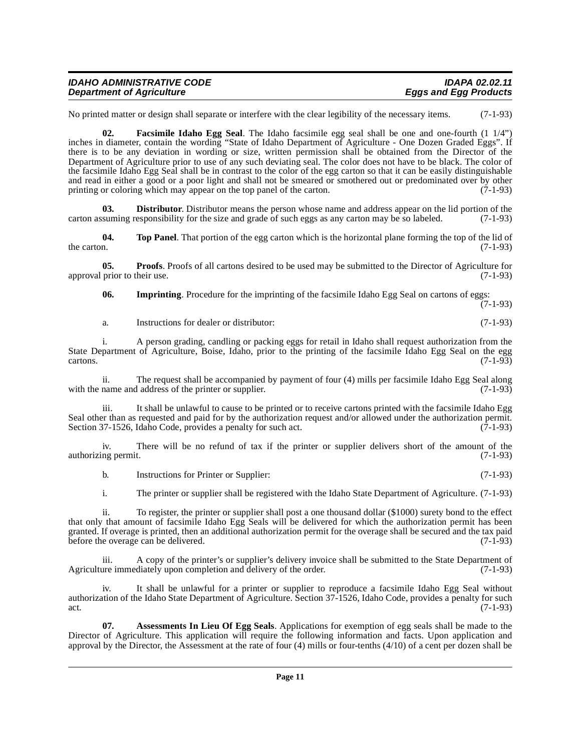No printed matter or design shall separate or interfere with the clear legibility of the necessary items. (7-1-93)

**02. Facsimile Idaho Egg Seal**. The Idaho facsimile egg seal shall be one and one-fourth (1 1/4") inches in diameter, contain the wording "State of Idaho Department of Agriculture - One Dozen Graded Eggs". If there is to be any deviation in wording or size, written permission shall be obtained from the Director of the Department of Agriculture prior to use of any such deviating seal. The color does not have to be black. The color of the facsimile Idaho Egg Seal shall be in contrast to the color of the egg carton so that it can be easily distinguishable and read in either a good or a poor light and shall not be smeared or smothered out or predominated over by other printing or coloring which may appear on the top panel of the carton. (7-1-93)

**03. Distributor**. Distributor means the person whose name and address appear on the lid portion of the carton assuming responsibility for the size and grade of such eggs as any carton may be so labeled. (7-1-93)

**04. Top Panel**. That portion of the egg carton which is the horizontal plane forming the top of the lid of the carton. (7-1-93)

**05. Proofs**. Proofs of all cartons desired to be used may be submitted to the Director of Agriculture for approval prior to their use. (7-1-93)

**06. Imprinting**. Procedure for the imprinting of the facsimile Idaho Egg Seal on cartons of eggs: (7-1-93)

a. Instructions for dealer or distributor: (7-1-93)

i. A person grading, candling or packing eggs for retail in Idaho shall request authorization from the State Department of Agriculture, Boise, Idaho, prior to the printing of the facsimile Idaho Egg Seal on the egg cartons. (7-1-93)

ii. The request shall be accompanied by payment of four (4) mills per facsimile Idaho Egg Seal along with the name and address of the printer or supplier. (7-1-93)

iii. It shall be unlawful to cause to be printed or to receive cartons printed with the facsimile Idaho Egg Seal other than as requested and paid for by the authorization request and/or allowed under the authorization permit. Section 37-1526, Idaho Code, provides a penalty for such act. (7-1-93)

iv. There will be no refund of tax if the printer or supplier delivers short of the amount of the authorizing permit. (7-1-93)

b. Instructions for Printer or Supplier: (7-1-93)

i. The printer or supplier shall be registered with the Idaho State Department of Agriculture. (7-1-93)

ii. To register, the printer or supplier shall post a one thousand dollar ($1000) surety bond to the effect that only that amount of facsimile Idaho Egg Seals will be delivered for which the authorization permit has been granted. If overage is printed, then an additional authorization permit for the overage shall be secured and the tax paid before the overage can be delivered. (7-1-93)

iii. A copy of the printer's or supplier's delivery invoice shall be submitted to the State Department of Agriculture immediately upon completion and delivery of the order. (7-1-93)

iv. It shall be unlawful for a printer or supplier to reproduce a facsimile Idaho Egg Seal without authorization of the Idaho State Department of Agriculture. Section 37-1526, Idaho Code, provides a penalty for such act. (7-1-93)

**07. Assessments In Lieu Of Egg Seals**. Applications for exemption of egg seals shall be made to the Director of Agriculture. This application will require the following information and facts. Upon application and approval by the Director, the Assessment at the rate of four (4) mills or four-tenths (4/10) of a cent per dozen shall be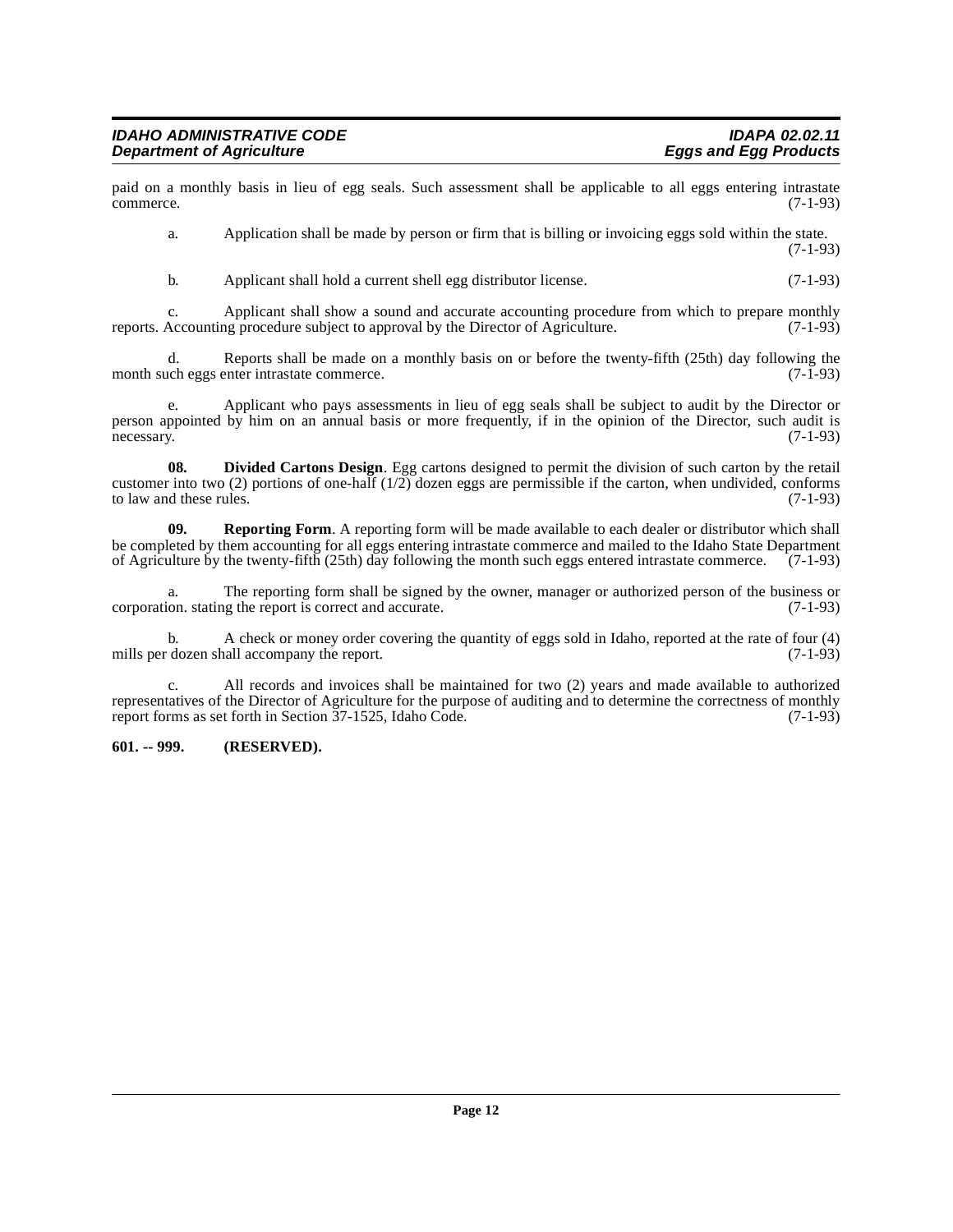paid on a monthly basis in lieu of egg seals. Such assessment shall be applicable to all eggs entering intrastate commerce. (7-1-93)

a. Application shall be made by person or firm that is billing or invoicing eggs sold within the state. (7-1-93)

b. Applicant shall hold a current shell egg distributor license. (7-1-93)

c. Applicant shall show a sound and accurate accounting procedure from which to prepare monthly reports. Accounting procedure subject to approval by the Director of Agriculture. (7-1-93)

d. Reports shall be made on a monthly basis on or before the twenty-fifth (25th) day following the month such eggs enter intrastate commerce. (7-1-93)

e. Applicant who pays assessments in lieu of egg seals shall be subject to audit by the Director or person appointed by him on an annual basis or more frequently, if in the opinion of the Director, such audit is necessary. (7-1-93)

**08. Divided Cartons Design**. Egg cartons designed to permit the division of such carton by the retail customer into two (2) portions of one-half (1/2) dozen eggs are permissible if the carton, when undivided, conforms to law and these rules. (7-1-93)

**09. Reporting Form**. A reporting form will be made available to each dealer or distributor which shall be completed by them accounting for all eggs entering intrastate commerce and mailed to the Idaho State Department of Agriculture by the twenty-fifth (25th) day following the month such eggs entered intrastate commerce. (7-1-93)

a. The reporting form shall be signed by the owner, manager or authorized person of the business or corporation. stating the report is correct and accurate. (7-1-93)

b. A check or money order covering the quantity of eggs sold in Idaho, reported at the rate of four (4) mills per dozen shall accompany the report. (7-1-93)

c. All records and invoices shall be maintained for two (2) years and made available to authorized representatives of the Director of Agriculture for the purpose of auditing and to determine the correctness of monthly report forms as set forth in Section 37-1525, Idaho Code. (7-1-93)

**601. -- 999. (RESERVED).**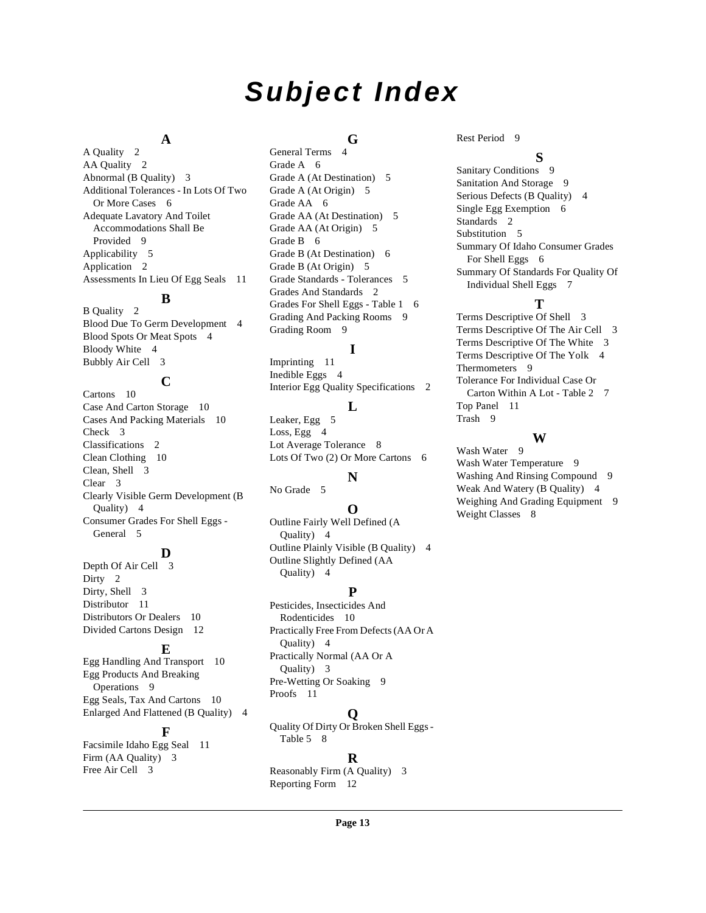# *Subject Index*

**A**

A Quality 2
AA Quality 2
Abnormal (B Quality) 3
Additional Tolerances - In Lots Of Two Or More Cases 6
Adequate Lavatory And Toilet Accommodations Shall Be Provided 9
Applicability 5
Application 2
Assessments In Lieu Of Egg Seals 11

**B**

B Quality 2
Blood Due To Germ Development 4
Blood Spots Or Meat Spots 4
Bloody White 4
Bubbly Air Cell 3

**C**

Cartons 10
Case And Carton Storage 10
Cases And Packing Materials 10
Check 3
Classifications 2
Clean Clothing 10
Clean, Shell 3
Clear 3
Clearly Visible Germ Development (B Quality) 4
Consumer Grades For Shell Eggs - General 5

**D**

Depth Of Air Cell 3
Dirty 2
Dirty, Shell 3
Distributor 11
Distributors Or Dealers 10
Divided Cartons Design 12

**E**

Egg Handling And Transport 10
Egg Products And Breaking Operations 9
Egg Seals, Tax And Cartons 10
Enlarged And Flattened (B Quality) 4

**F**

Facsimile Idaho Egg Seal 11
Firm (AA Quality) 3
Free Air Cell 3

**G**

General Terms 4
Grade A 6
Grade A (At Destination) 5
Grade A (At Origin) 5
Grade AA 6
Grade AA (At Destination) 5
Grade AA (At Origin) 5
Grade B 6
Grade B (At Destination) 6
Grade B (At Origin) 5
Grade Standards - Tolerances 5
Grades And Standards 2
Grades For Shell Eggs - Table 1 6
Grading And Packing Rooms 9
Grading Room 9

**I**

Imprinting 11
Inedible Eggs 4
Interior Egg Quality Specifications 2

**L**

Leaker, Egg 5
Loss, Egg 4
Lot Average Tolerance 8
Lots Of Two (2) Or More Cartons 6

**N**

No Grade 5

**O**

Outline Fairly Well Defined (A Quality) 4
Outline Plainly Visible (B Quality) 4
Outline Slightly Defined (AA Quality) 4

**P**

Pesticides, Insecticides And Rodenticides 10
Practically Free From Defects (AA Or A Quality) 4
Practically Normal (AA Or A Quality) 3
Pre-Wetting Or Soaking 9
Proofs 11

**Q**

Quality Of Dirty Or Broken Shell Eggs - Table 5 8

**R**

Reasonably Firm (A Quality) 3
Reporting Form 12
Rest Period 9

**S**

Sanitary Conditions 9
Sanitation And Storage 9
Serious Defects (B Quality) 4
Single Egg Exemption 6
Standards 2
Substitution 5
Summary Of Idaho Consumer Grades For Shell Eggs 6
Summary Of Standards For Quality Of Individual Shell Eggs 7

**T**

Terms Descriptive Of Shell 3
Terms Descriptive Of The Air Cell 3
Terms Descriptive Of The White 3
Terms Descriptive Of The Yolk 4
Thermometers 9
Tolerance For Individual Case Or Carton Within A Lot - Table 2 7
Top Panel 11
Trash 9

**W**

Wash Water 9
Wash Water Temperature 9
Washing And Rinsing Compound 9
Weak And Watery (B Quality) 4
Weighing And Grading Equipment 9
Weight Classes 8